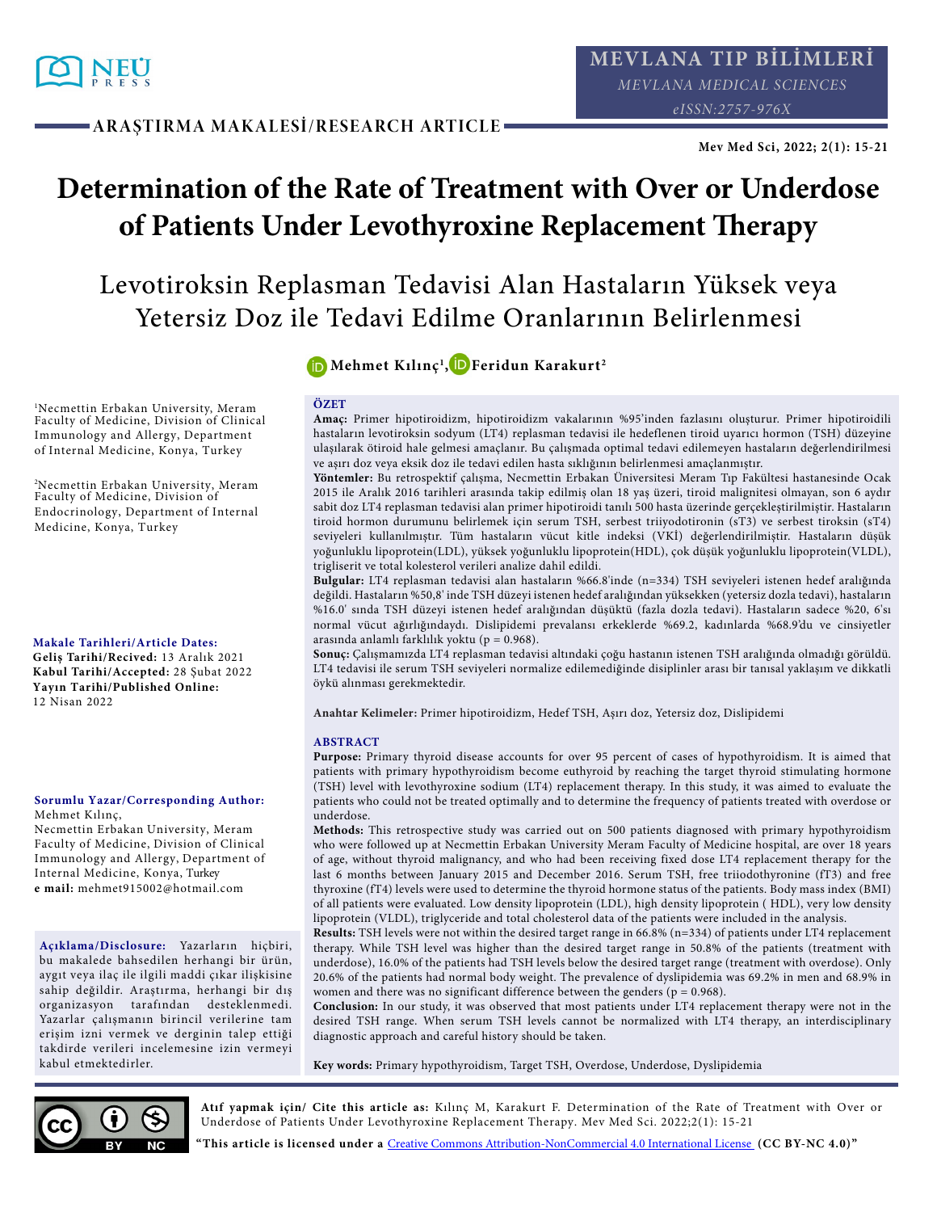ARAŞTIRMA MAKALESİ/RESEARCH ARTICLE

# Determination of the Rate of Treatment with Over or Underdose of Patients Under Levothyroxine Replacement Therapy

## Levotiroksin Replasman Tedavisi Alan Hastaların Yüksek veya Yetersiz Doz ile Tedavi Edilme Oranlarının Belirlenmesi

**Mehmet Kılınç[1], Feridun Karakurt[2]**

[1]Necmettin Erbakan University, Meram Faculty of Medicine, Division of Clinical Immunology and Allergy, Department of Internal Medicine, Konya, Turkey

[2]Necmettin Erbakan University, Meram Faculty of Medicine, Division of Endocrinology, Department of Internal Medicine, Konya, Turkey

**Makale Tarihleri/Article Dates:**
**Geliş Tarihi/Recived:** 13 Aralık 2021
**Kabul Tarihi/Accepted:** 28 Şubat 2022
**Yayın Tarihi/Published Online:** 12 Nisan 2022

**Sorumlu Yazar/Corresponding Author:**
Mehmet Kılınç,
Necmettin Erbakan University, Meram Faculty of Medicine, Division of Clinical Immunology and Allergy, Department of Internal Medicine, Konya, Turkey
**e mail:** mehmet915002@hotmail.com

**Açıklama/Disclosure:** Yazarların hiçbiri, bu makalede bahsedilen herhangi bir ürün, aygıt veya ilaç ile ilgili maddi çıkar ilişkisine sahip değildir. Araştırma, herhangi bir dış organizasyon tarafından desteklenmedi. Yazarlar çalışmanın birincil verilerine tam erişim izni vermek ve derginin talep ettiği takdirde verileri incelemesine izin vermeyi kabul etmektedirler.

### ÖZET

**Amaç:** Primer hipotiroidizm, hipotiroidizm vakalarının %95'inden fazlasını oluşturur. Primer hipotiroidili hastaların levotiroksin sodyum (LT4) replasman tedavisi ile hedeflenen tiroid uyarıcı hormon (TSH) düzeyine ulaşılarak ötiroid hale gelmesi amaçlanır. Bu çalışmada optimal tedavi edilemeyen hastaların değerlendirilmesi ve aşırı doz veya eksik doz ile tedavi edilen hasta sıklığının belirlenmesi amaçlanmıştır.

**Yöntemler:** Bu retrospektif çalışma, Necmettin Erbakan Üniversitesi Meram Tıp Fakültesi hastanesinde Ocak 2015 ile Aralık 2016 tarihleri arasında takip edilmiş olan 18 yaş üzeri, tiroid malignitesi olmayan, son 6 aydır sabit doz LT4 replasman tedavisi alan primer hipotiroidi tanılı 500 hasta üzerinde gerçekleştirilmiştir. Hastaların tiroid hormon durumunu belirlemek için serum TSH, serbest triiyodotironin (sT3) ve serbest tiroksin (sT4) seviyeleri kullanılmıştır. Tüm hastaların vücut kitle indeksi (VKİ) değerlendirilmiştir. Hastaların düşük yoğunluklu lipoprotein(LDL), yüksek yoğunluklu lipoprotein(HDL), çok düşük yoğunluklu lipoprotein(VLDL), trigliserit ve total kolesterol verileri analize dahil edildi.

**Bulgular:** LT4 replasman tedavisi alan hastaların %66.8'inde (n=334) TSH seviyeleri istenen hedef aralığında değildi. Hastaların %50,8' inde TSH düzeyi istenen hedef aralığından yüksekken (yetersiz dozla tedavi), hastaların %16.0' sında TSH düzeyi istenen hedef aralığından düşüktü (fazla dozla tedavi). Hastaların sadece %20, 6'sı normal vücut ağırlığındaydı. Dislipidemi prevalansı erkeklerde %69.2, kadınlarda %68.9'du ve cinsiyetler arasında anlamlı farklılık yoktu (p = 0.968).

**Sonuç:** Çalışmamızda LT4 replasman tedavisi altındaki çoğu hastanın istenen TSH aralığında olmadığı görüldü. LT4 tedavisi ile serum TSH seviyeleri normalize edilemediğinde disiplinler arası bir tanısal yaklaşım ve dikkatli öykü alınması gerekmektedir.

**Anahtar Kelimeler:** Primer hipotiroidizm, Hedef TSH, Aşırı doz, Yetersiz doz, Dislipidemi

### ABSTRACT

**Purpose:** Primary thyroid disease accounts for over 95 percent of cases of hypothyroidism. It is aimed that patients with primary hypothyroidism become euthyroid by reaching the target thyroid stimulating hormone (TSH) level with levothyroxine sodium (LT4) replacement therapy. In this study, it was aimed to evaluate the patients who could not be treated optimally and to determine the frequency of patients treated with overdose or underdose.

**Methods:** This retrospective study was carried out on 500 patients diagnosed with primary hypothyroidism who were followed up at Necmettin Erbakan University Meram Faculty of Medicine hospital, are over 18 years of age, without thyroid malignancy, and who had been receiving fixed dose LT4 replacement therapy for the last 6 months between January 2015 and December 2016. Serum TSH, free triiodothyronine (fT3) and free thyroxine (fT4) levels were used to determine the thyroid hormone status of the patients. Body mass index (BMI) of all patients were evaluated. Low density lipoprotein (LDL), high density lipoprotein ( HDL), very low density lipoprotein (VLDL), triglyceride and total cholesterol data of the patients were included in the analysis.

**Results:** TSH levels were not within the desired target range in 66.8% (n=334) of patients under LT4 replacement therapy. While TSH level was higher than the desired target range in 50.8% of the patients (treatment with underdose), 16.0% of the patients had TSH levels below the desired target range (treatment with overdose). Only 20.6% of the patients had normal body weight. The prevalence of dyslipidemia was 69.2% in men and 68.9% in women and there was no significant difference between the genders (p = 0.968).

**Conclusion:** In our study, it was observed that most patients under LT4 replacement therapy were not in the desired TSH range. When serum TSH levels cannot be normalized with LT4 therapy, an interdisciplinary diagnostic approach and careful history should be taken.

**Key words:** Primary hypothyroidism, Target TSH, Overdose, Underdose, Dyslipidemia

**Atıf yapmak için/ Cite this article as:** Kılınç M, Karakurt F. Determination of the Rate of Treatment with Over or Underdose of Patients Under Levothyroxine Replacement Therapy. Mev Med Sci. 2022;2(1): 15-21

**"This article is licensed under a** Creative Commons Attribution-NonCommercial 4.0 International License **(CC BY-NC 4.0)"**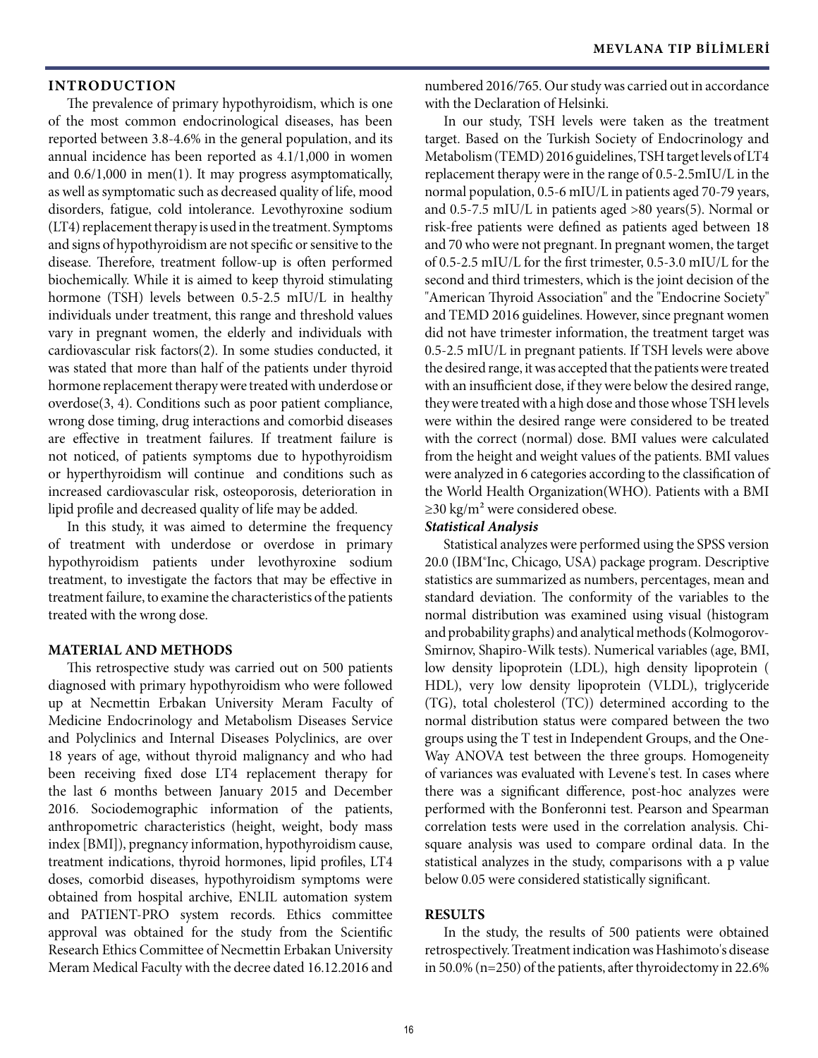## INTRODUCTION

The prevalence of primary hypothyroidism, which is one of the most common endocrinological diseases, has been reported between 3.8-4.6% in the general population, and its annual incidence has been reported as 4.1/1,000 in women and 0.6/1,000 in men(1). It may progress asymptomatically, as well as symptomatic such as decreased quality of life, mood disorders, fatigue, cold intolerance. Levothyroxine sodium (LT4) replacement therapy is used in the treatment. Symptoms and signs of hypothyroidism are not specific or sensitive to the disease. Therefore, treatment follow-up is often performed biochemically. While it is aimed to keep thyroid stimulating hormone (TSH) levels between 0.5-2.5 mIU/L in healthy individuals under treatment, this range and threshold values vary in pregnant women, the elderly and individuals with cardiovascular risk factors(2). In some studies conducted, it was stated that more than half of the patients under thyroid hormone replacement therapy were treated with underdose or overdose(3, 4). Conditions such as poor patient compliance, wrong dose timing, drug interactions and comorbid diseases are effective in treatment failures. If treatment failure is not noticed, of patients symptoms due to hypothyroidism or hyperthyroidism will continue and conditions such as increased cardiovascular risk, osteoporosis, deterioration in lipid profile and decreased quality of life may be added.

In this study, it was aimed to determine the frequency of treatment with underdose or overdose in primary hypothyroidism patients under levothyroxine sodium treatment, to investigate the factors that may be effective in treatment failure, to examine the characteristics of the patients treated with the wrong dose.

## MATERIAL AND METHODS

This retrospective study was carried out on 500 patients diagnosed with primary hypothyroidism who were followed up at Necmettin Erbakan University Meram Faculty of Medicine Endocrinology and Metabolism Diseases Service and Polyclinics and Internal Diseases Polyclinics, are over 18 years of age, without thyroid malignancy and who had been receiving fixed dose LT4 replacement therapy for the last 6 months between January 2015 and December 2016. Sociodemographic information of the patients, anthropometric characteristics (height, weight, body mass index [BMI]), pregnancy information, hypothyroidism cause, treatment indications, thyroid hormones, lipid profiles, LT4 doses, comorbid diseases, hypothyroidism symptoms were obtained from hospital archive, ENLIL automation system and PATIENT-PRO system records. Ethics committee approval was obtained for the study from the Scientific Research Ethics Committee of Necmettin Erbakan University Meram Medical Faculty with the decree dated 16.12.2016 and numbered 2016/765. Our study was carried out in accordance with the Declaration of Helsinki.

In our study, TSH levels were taken as the treatment target. Based on the Turkish Society of Endocrinology and Metabolism (TEMD) 2016 guidelines, TSH target levels of LT4 replacement therapy were in the range of 0.5-2.5mIU/L in the normal population, 0.5-6 mIU/L in patients aged 70-79 years, and 0.5-7.5 mIU/L in patients aged >80 years(5). Normal or risk-free patients were defined as patients aged between 18 and 70 who were not pregnant. In pregnant women, the target of 0.5-2.5 mIU/L for the first trimester, 0.5-3.0 mIU/L for the second and third trimesters, which is the joint decision of the "American Thyroid Association" and the "Endocrine Society" and TEMD 2016 guidelines. However, since pregnant women did not have trimester information, the treatment target was 0.5-2.5 mIU/L in pregnant patients. If TSH levels were above the desired range, it was accepted that the patients were treated with an insufficient dose, if they were below the desired range, they were treated with a high dose and those whose TSH levels were within the desired range were considered to be treated with the correct (normal) dose. BMI values were calculated from the height and weight values of the patients. BMI values were analyzed in 6 categories according to the classification of the World Health Organization(WHO). Patients with a BMI ≥30 kg/m² were considered obese.

### *Statistical Analysis*

Statistical analyzes were performed using the SPSS version 20.0 (IBM®Inc, Chicago, USA) package program. Descriptive statistics are summarized as numbers, percentages, mean and standard deviation. The conformity of the variables to the normal distribution was examined using visual (histogram and probability graphs) and analytical methods (Kolmogorov-Smirnov, Shapiro-Wilk tests). Numerical variables (age, BMI, low density lipoprotein (LDL), high density lipoprotein ( HDL), very low density lipoprotein (VLDL), triglyceride (TG), total cholesterol (TC)) determined according to the normal distribution status were compared between the two groups using the T test in Independent Groups, and the One-Way ANOVA test between the three groups. Homogeneity of variances was evaluated with Levene's test. In cases where there was a significant difference, post-hoc analyzes were performed with the Bonferonni test. Pearson and Spearman correlation tests were used in the correlation analysis. Chi-square analysis was used to compare ordinal data. In the statistical analyzes in the study, comparisons with a p value below 0.05 were considered statistically significant.

## RESULTS

In the study, the results of 500 patients were obtained retrospectively. Treatment indication was Hashimoto's disease in 50.0% (n=250) of the patients, after thyroidectomy in 22.6%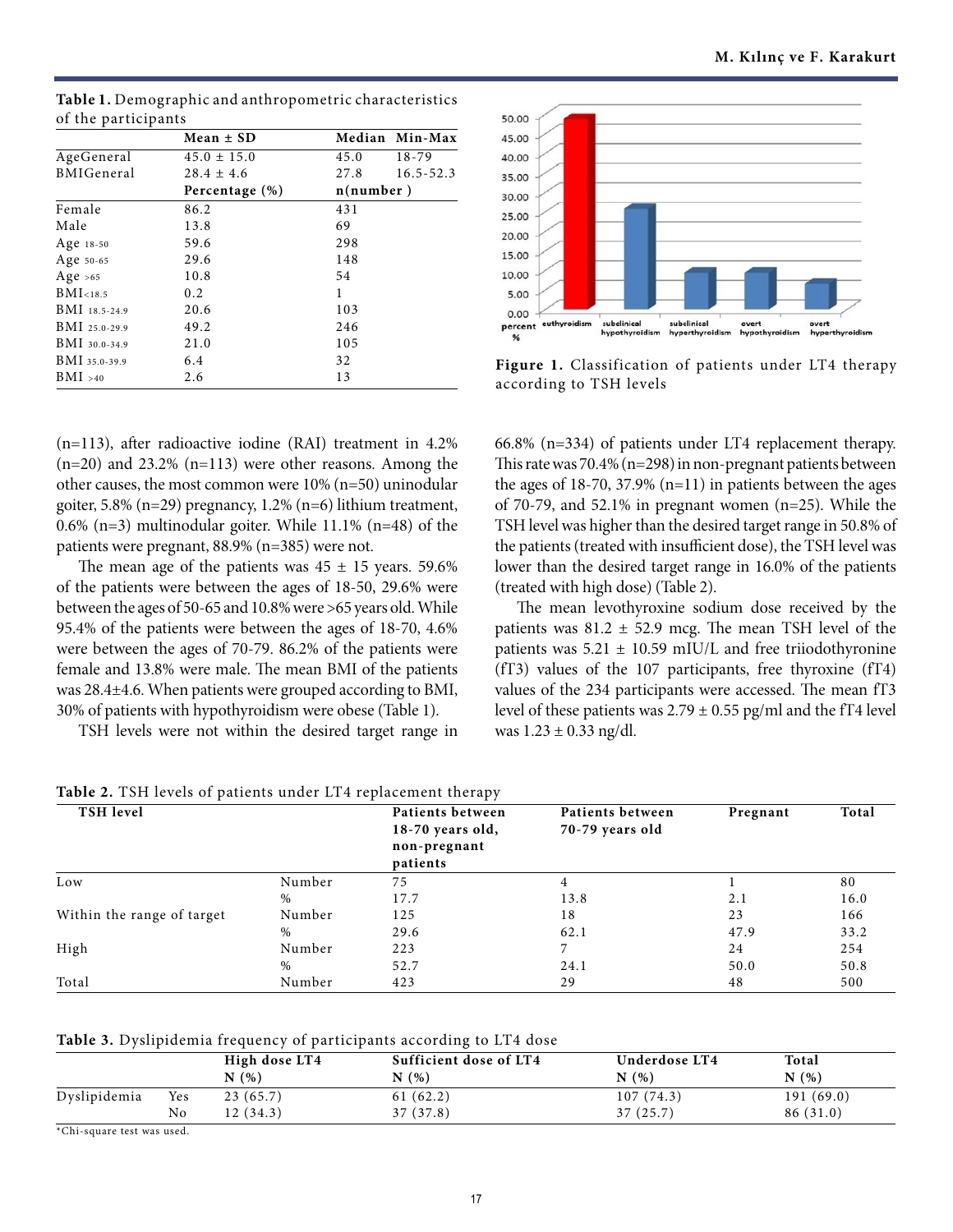**Table 1.** Demographic and anthropometric characteristics of the participants

| | Mean ± SD | Median | Min-Max |
|---|---|---|---|
| AgeGeneral | 45.0 ± 15.0 | 45.0 | 18-79 |
| BMIGeneral | 28.4 ± 4.6 | 27.8 | 16.5-52.3 |
| | **Percentage (%)** | **n(number )** | |
| Female | 86.2 | 431 | |
| Male | 13.8 | 69 | |
| Age 18-50 | 59.6 | 298 | |
| Age 50-65 | 29.6 | 148 | |
| Age >65 | 10.8 | 54 | |
| BMI<18.5 | 0.2 | 1 | |
| BMI 18.5-24.9 | 20.6 | 103 | |
| BMI 25.0-29.9 | 49.2 | 246 | |
| BMI 30.0-34.9 | 21.0 | 105 | |
| BMI 35.0-39.9 | 6.4 | 32 | |
| BMI >40 | 2.6 | 13 | |

**Figure 1.** Classification of patients under LT4 therapy according to TSH levels

(n=113), after radioactive iodine (RAI) treatment in 4.2% (n=20) and 23.2% (n=113) were other reasons. Among the other causes, the most common were 10% (n=50) uninodular goiter, 5.8% (n=29) pregnancy, 1.2% (n=6) lithium treatment, 0.6% (n=3) multinodular goiter. While 11.1% (n=48) of the patients were pregnant, 88.9% (n=385) were not.

The mean age of the patients was 45 ± 15 years. 59.6% of the patients were between the ages of 18-50, 29.6% were between the ages of 50-65 and 10.8% were >65 years old. While 95.4% of the patients were between the ages of 18-70, 4.6% were between the ages of 70-79. 86.2% of the patients were female and 13.8% were male. The mean BMI of the patients was 28.4±4.6. When patients were grouped according to BMI, 30% of patients with hypothyroidism were obese (Table 1).

TSH levels were not within the desired target range in 66.8% (n=334) of patients under LT4 replacement therapy. This rate was 70.4% (n=298) in non-pregnant patients between the ages of 18-70, 37.9% (n=11) in patients between the ages of 70-79, and 52.1% in pregnant women (n=25). While the TSH level was higher than the desired target range in 50.8% of the patients (treated with insufficient dose), the TSH level was lower than the desired target range in 16.0% of the patients (treated with high dose) (Table 2).

The mean levothyroxine sodium dose received by the patients was 81.2 ± 52.9 mcg. The mean TSH level of the patients was 5.21 ± 10.59 mIU/L and free triiodothyronine (fT3) values of the 107 participants, free thyroxine (fT4) values of the 234 participants were accessed. The mean fT3 level of these patients was 2.79 ± 0.55 pg/ml and the fT4 level was 1.23 ± 0.33 ng/dl.

**Table 2.** TSH levels of patients under LT4 replacement therapy

| TSH level | | Patients between 18-70 years old, non-pregnant patients | Patients between 70-79 years old | Pregnant | Total |
|---|---|---|---|---|---|
| Low | Number | 75 | 4 | 1 | 80 |
| | % | 17.7 | 13.8 | 2.1 | 16.0 |
| Within the range of target | Number | 125 | 18 | 23 | 166 |
| | % | 29.6 | 62.1 | 47.9 | 33.2 |
| High | Number | 223 | 7 | 24 | 254 |
| | % | 52.7 | 24.1 | 50.0 | 50.8 |
| Total | Number | 423 | 29 | 48 | 500 |

**Table 3.** Dyslipidemia frequency of participants according to LT4 dose

| | | High dose LT4 N (%) | Sufficient dose of LT4 N (%) | Underdose LT4 N (%) | Total N (%) |
|---|---|---|---|---|---|
| Dyslipidemia | Yes | 23 (65.7) | 61 (62.2) | 107 (74.3) | 191 (69.0) |
| | No | 12 (34.3) | 37 (37.8) | 37 (25.7) | 86 (31.0) |

*Chi-square test was used.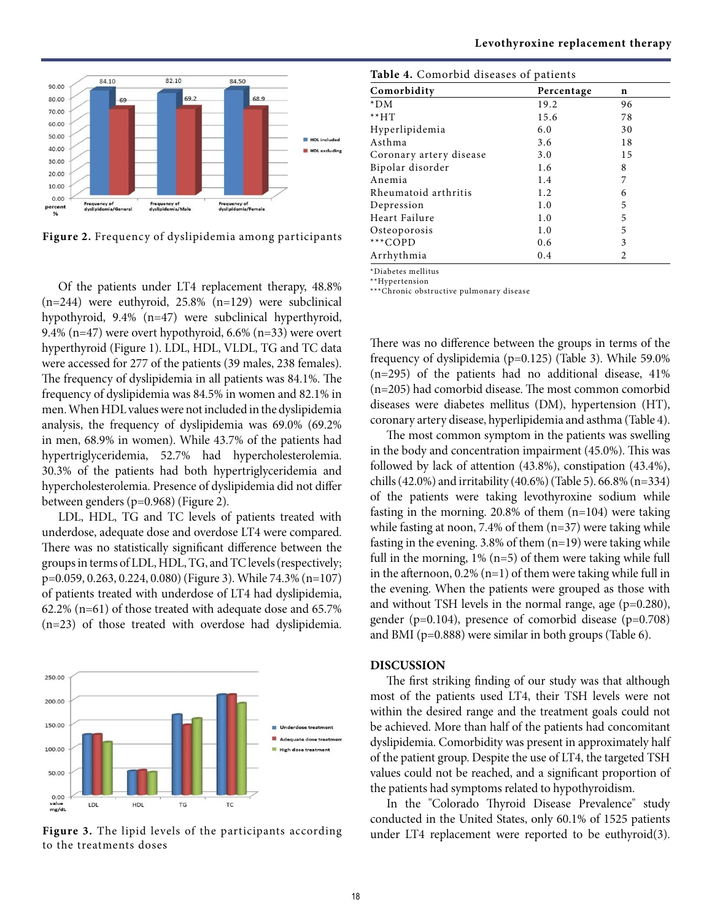Figure 2. Frequency of dyslipidemia among participants

Of the patients under LT4 replacement therapy, 48.8% (n=244) were euthyroid, 25.8% (n=129) were subclinical hypothyroid, 9.4% (n=47) were subclinical hyperthyroid, 9.4% (n=47) were overt hypothyroid, 6.6% (n=33) were overt hyperthyroid (Figure 1). LDL, HDL, VLDL, TG and TC data were accessed for 277 of the patients (39 males, 238 females). The frequency of dyslipidemia in all patients was 84.1%. The frequency of dyslipidemia was 84.5% in women and 82.1% in men. When HDL values were not included in the dyslipidemia analysis, the frequency of dyslipidemia was 69.0% (69.2% in men, 68.9% in women). While 43.7% of the patients had hypertriglyceridemia, 52.7% had hypercholesterolemia. 30.3% of the patients had both hypertriglyceridemia and hypercholesterolemia. Presence of dyslipidemia did not differ between genders (p=0.968) (Figure 2).

LDL, HDL, TG and TC levels of patients treated with underdose, adequate dose and overdose LT4 were compared. There was no statistically significant difference between the groups in terms of LDL, HDL, TG, and TC levels (respectively; p=0.059, 0.263, 0.224, 0.080) (Figure 3). While 74.3% (n=107) of patients treated with underdose of LT4 had dyslipidemia, 62.2% (n=61) of those treated with adequate dose and 65.7% (n=23) of those treated with overdose had dyslipidemia.

Figure 3. The lipid levels of the participants according to the treatments doses

**Table 4.** Comorbid diseases of patients

| Comorbidity | Percentage | n |
|---|---|---|
| *DM | 19.2 | 96 |
| **HT | 15.6 | 78 |
| Hyperlipidemia | 6.0 | 30 |
| Asthma | 3.6 | 18 |
| Coronary artery disease | 3.0 | 15 |
| Bipolar disorder | 1.6 | 8 |
| Anemia | 1.4 | 7 |
| Rheumatoid arthritis | 1.2 | 6 |
| Depression | 1.0 | 5 |
| Heart Failure | 1.0 | 5 |
| Osteoporosis | 1.0 | 5 |
| ***COPD | 0.6 | 3 |
| Arrhythmia | 0.4 | 2 |

*Diabetes mellitus
**Hypertension
***Chronic obstructive pulmonary disease

There was no difference between the groups in terms of the frequency of dyslipidemia (p=0.125) (Table 3). While 59.0% (n=295) of the patients had no additional disease, 41% (n=205) had comorbid disease. The most common comorbid diseases were diabetes mellitus (DM), hypertension (HT), coronary artery disease, hyperlipidemia and asthma (Table 4).

The most common symptom in the patients was swelling in the body and concentration impairment (45.0%). This was followed by lack of attention (43.8%), constipation (43.4%), chills (42.0%) and irritability (40.6%) (Table 5). 66.8% (n=334) of the patients were taking levothyroxine sodium while fasting in the morning. 20.8% of them (n=104) were taking while fasting at noon, 7.4% of them (n=37) were taking while fasting in the evening. 3.8% of them (n=19) were taking while full in the morning, 1% (n=5) of them were taking while full in the afternoon, 0.2% (n=1) of them were taking while full in the evening. When the patients were grouped as those with and without TSH levels in the normal range, age (p=0.280), gender (p=0.104), presence of comorbid disease (p=0.708) and BMI (p=0.888) were similar in both groups (Table 6).

## DISCUSSION

The first striking finding of our study was that although most of the patients used LT4, their TSH levels were not within the desired range and the treatment goals could not be achieved. More than half of the patients had concomitant dyslipidemia. Comorbidity was present in approximately half of the patient group. Despite the use of LT4, the targeted TSH values could not be reached, and a significant proportion of the patients had symptoms related to hypothyroidism.

In the "Colorado Thyroid Disease Prevalence" study conducted in the United States, only 60.1% of 1525 patients under LT4 replacement were reported to be euthyroid(3).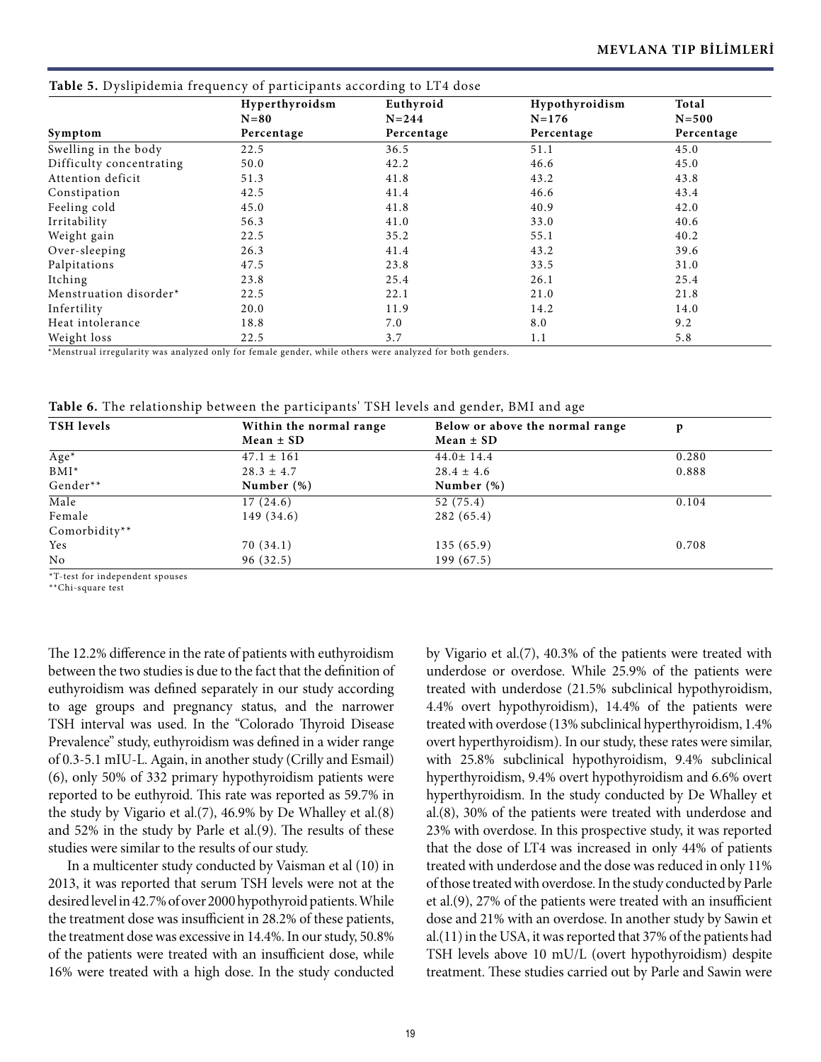**Table 5.** Dyslipidemia frequency of participants according to LT4 dose

| Symptom | Hyperthyroidsm N=80 Percentage | Euthyroid N=244 Percentage | Hypothyroidism N=176 Percentage | Total N=500 Percentage |
|---|---|---|---|---|
| Swelling in the body | 22.5 | 36.5 | 51.1 | 45.0 |
| Difficulty concentrating | 50.0 | 42.2 | 46.6 | 45.0 |
| Attention deficit | 51.3 | 41.8 | 43.2 | 43.8 |
| Constipation | 42.5 | 41.4 | 46.6 | 43.4 |
| Feeling cold | 45.0 | 41.8 | 40.9 | 42.0 |
| Irritability | 56.3 | 41.0 | 33.0 | 40.6 |
| Weight gain | 22.5 | 35.2 | 55.1 | 40.2 |
| Over-sleeping | 26.3 | 41.4 | 43.2 | 39.6 |
| Palpitations | 47.5 | 23.8 | 33.5 | 31.0 |
| Itching | 23.8 | 25.4 | 26.1 | 25.4 |
| Menstruation disorder* | 22.5 | 22.1 | 21.0 | 21.8 |
| Infertility | 20.0 | 11.9 | 14.2 | 14.0 |
| Heat intolerance | 18.8 | 7.0 | 8.0 | 9.2 |
| Weight loss | 22.5 | 3.7 | 1.1 | 5.8 |

*Menstrual irregularity was analyzed only for female gender, while others were analyzed for both genders.

**Table 6.** The relationship between the participants' TSH levels and gender, BMI and age

| TSH levels | Within the normal range Mean ± SD | Below or above the normal range Mean ± SD | p |
|---|---|---|---|
| Age* | 47.1 ± 161 | 44.0± 14.4 | 0.280 |
| BMI* | 28.3 ± 4.7 | 28.4 ± 4.6 | 0.888 |
| Gender** | **Number (%)** | **Number (%)** | |
| Male | 17 (24.6) | 52 (75.4) | 0.104 |
| Female | 149 (34.6) | 282 (65.4) | |
| Comorbidity** | | | |
| Yes | 70 (34.1) | 135 (65.9) | 0.708 |
| No | 96 (32.5) | 199 (67.5) | |

*T-test for independent spouses
**Chi-square test

The 12.2% difference in the rate of patients with euthyroidism between the two studies is due to the fact that the definition of euthyroidism was defined separately in our study according to age groups and pregnancy status, and the narrower TSH interval was used. In the "Colorado Thyroid Disease Prevalence" study, euthyroidism was defined in a wider range of 0.3-5.1 mIU-L. Again, in another study (Crilly and Esmail) (6), only 50% of 332 primary hypothyroidism patients were reported to be euthyroid. This rate was reported as 59.7% in the study by Vigario et al.(7), 46.9% by De Whalley et al.(8) and 52% in the study by Parle et al.(9). The results of these studies were similar to the results of our study.

In a multicenter study conducted by Vaisman et al (10) in 2013, it was reported that serum TSH levels were not at the desired level in 42.7% of over 2000 hypothyroid patients. While the treatment dose was insufficient in 28.2% of these patients, the treatment dose was excessive in 14.4%. In our study, 50.8% of the patients were treated with an insufficient dose, while 16% were treated with a high dose. In the study conducted by Vigario et al.(7), 40.3% of the patients were treated with underdose or overdose. While 25.9% of the patients were treated with underdose (21.5% subclinical hypothyroidism, 4.4% overt hypothyroidism), 14.4% of the patients were treated with overdose (13% subclinical hyperthyroidism, 1.4% overt hyperthyroidism). In our study, these rates were similar, with 25.8% subclinical hypothyroidism, 9.4% subclinical hyperthyroidism, 9.4% overt hypothyroidism and 6.6% overt hyperthyroidism. In the study conducted by De Whalley et al.(8), 30% of the patients were treated with underdose and 23% with overdose. In this prospective study, it was reported that the dose of LT4 was increased in only 44% of patients treated with underdose and the dose was reduced in only 11% of those treated with overdose. In the study conducted by Parle et al.(9), 27% of the patients were treated with an insufficient dose and 21% with an overdose. In another study by Sawin et al.(11) in the USA, it was reported that 37% of the patients had TSH levels above 10 mU/L (overt hypothyroidism) despite treatment. These studies carried out by Parle and Sawin were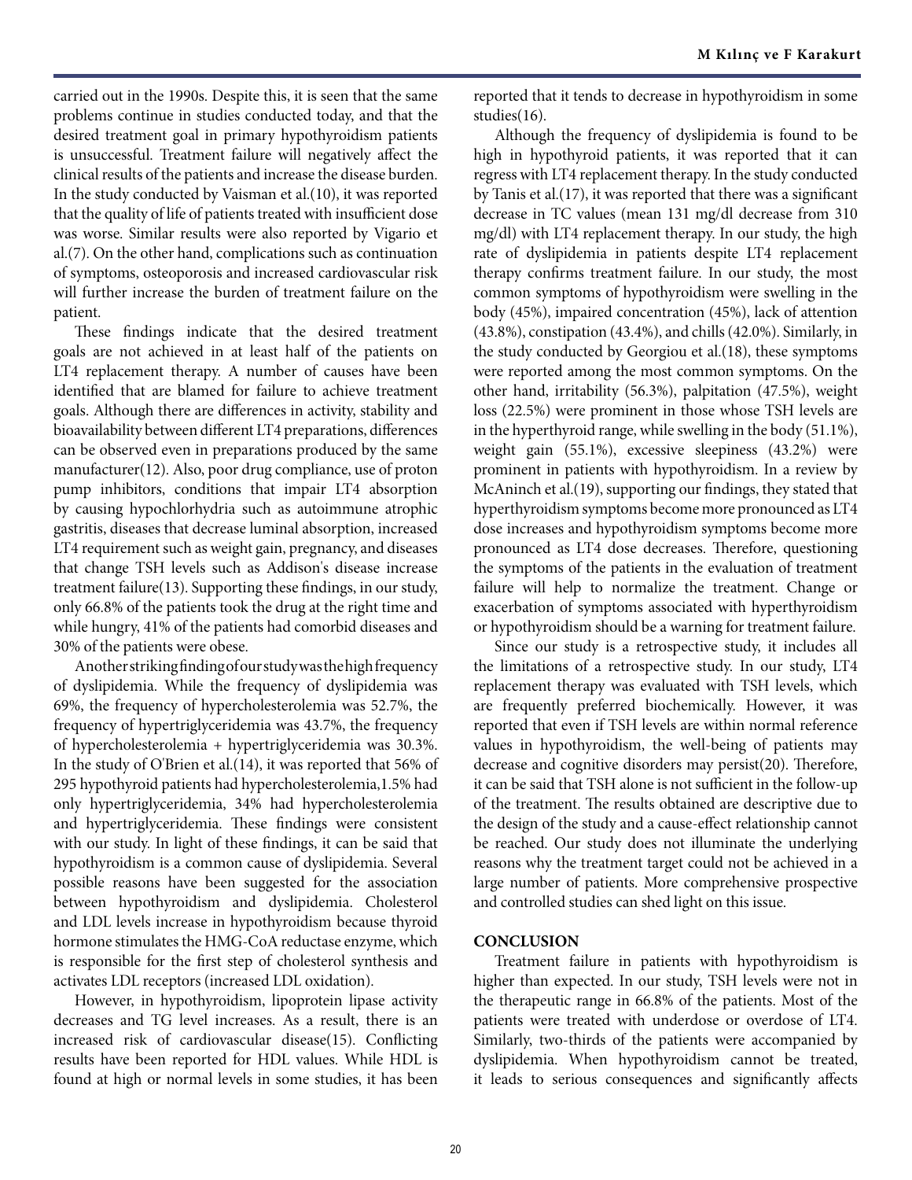carried out in the 1990s. Despite this, it is seen that the same problems continue in studies conducted today, and that the desired treatment goal in primary hypothyroidism patients is unsuccessful. Treatment failure will negatively affect the clinical results of the patients and increase the disease burden. In the study conducted by Vaisman et al.(10), it was reported that the quality of life of patients treated with insufficient dose was worse. Similar results were also reported by Vigario et al.(7). On the other hand, complications such as continuation of symptoms, osteoporosis and increased cardiovascular risk will further increase the burden of treatment failure on the patient.

These findings indicate that the desired treatment goals are not achieved in at least half of the patients on LT4 replacement therapy. A number of causes have been identified that are blamed for failure to achieve treatment goals. Although there are differences in activity, stability and bioavailability between different LT4 preparations, differences can be observed even in preparations produced by the same manufacturer(12). Also, poor drug compliance, use of proton pump inhibitors, conditions that impair LT4 absorption by causing hypochlorhydria such as autoimmune atrophic gastritis, diseases that decrease luminal absorption, increased LT4 requirement such as weight gain, pregnancy, and diseases that change TSH levels such as Addison's disease increase treatment failure(13). Supporting these findings, in our study, only 66.8% of the patients took the drug at the right time and while hungry, 41% of the patients had comorbid diseases and 30% of the patients were obese.

Another striking finding of our study was the high frequency of dyslipidemia. While the frequency of dyslipidemia was 69%, the frequency of hypercholesterolemia was 52.7%, the frequency of hypertriglyceridemia was 43.7%, the frequency of hypercholesterolemia + hypertriglyceridemia was 30.3%. In the study of O'Brien et al.(14), it was reported that 56% of 295 hypothyroid patients had hypercholesterolemia,1.5% had only hypertriglyceridemia, 34% had hypercholesterolemia and hypertriglyceridemia. These findings were consistent with our study. In light of these findings, it can be said that hypothyroidism is a common cause of dyslipidemia. Several possible reasons have been suggested for the association between hypothyroidism and dyslipidemia. Cholesterol and LDL levels increase in hypothyroidism because thyroid hormone stimulates the HMG-CoA reductase enzyme, which is responsible for the first step of cholesterol synthesis and activates LDL receptors (increased LDL oxidation).

However, in hypothyroidism, lipoprotein lipase activity decreases and TG level increases. As a result, there is an increased risk of cardiovascular disease(15). Conflicting results have been reported for HDL values. While HDL is found at high or normal levels in some studies, it has been reported that it tends to decrease in hypothyroidism in some studies(16).

Although the frequency of dyslipidemia is found to be high in hypothyroid patients, it was reported that it can regress with LT4 replacement therapy. In the study conducted by Tanis et al.(17), it was reported that there was a significant decrease in TC values (mean 131 mg/dl decrease from 310 mg/dl) with LT4 replacement therapy. In our study, the high rate of dyslipidemia in patients despite LT4 replacement therapy confirms treatment failure. In our study, the most common symptoms of hypothyroidism were swelling in the body (45%), impaired concentration (45%), lack of attention (43.8%), constipation (43.4%), and chills (42.0%). Similarly, in the study conducted by Georgiou et al.(18), these symptoms were reported among the most common symptoms. On the other hand, irritability (56.3%), palpitation (47.5%), weight loss (22.5%) were prominent in those whose TSH levels are in the hyperthyroid range, while swelling in the body (51.1%), weight gain (55.1%), excessive sleepiness (43.2%) were prominent in patients with hypothyroidism. In a review by McAninch et al.(19), supporting our findings, they stated that hyperthyroidism symptoms become more pronounced as LT4 dose increases and hypothyroidism symptoms become more pronounced as LT4 dose decreases. Therefore, questioning the symptoms of the patients in the evaluation of treatment failure will help to normalize the treatment. Change or exacerbation of symptoms associated with hyperthyroidism or hypothyroidism should be a warning for treatment failure.

Since our study is a retrospective study, it includes all the limitations of a retrospective study. In our study, LT4 replacement therapy was evaluated with TSH levels, which are frequently preferred biochemically. However, it was reported that even if TSH levels are within normal reference values in hypothyroidism, the well-being of patients may decrease and cognitive disorders may persist(20). Therefore, it can be said that TSH alone is not sufficient in the follow-up of the treatment. The results obtained are descriptive due to the design of the study and a cause-effect relationship cannot be reached. Our study does not illuminate the underlying reasons why the treatment target could not be achieved in a large number of patients. More comprehensive prospective and controlled studies can shed light on this issue.

## CONCLUSION

Treatment failure in patients with hypothyroidism is higher than expected. In our study, TSH levels were not in the therapeutic range in 66.8% of the patients. Most of the patients were treated with underdose or overdose of LT4. Similarly, two-thirds of the patients were accompanied by dyslipidemia. When hypothyroidism cannot be treated, it leads to serious consequences and significantly affects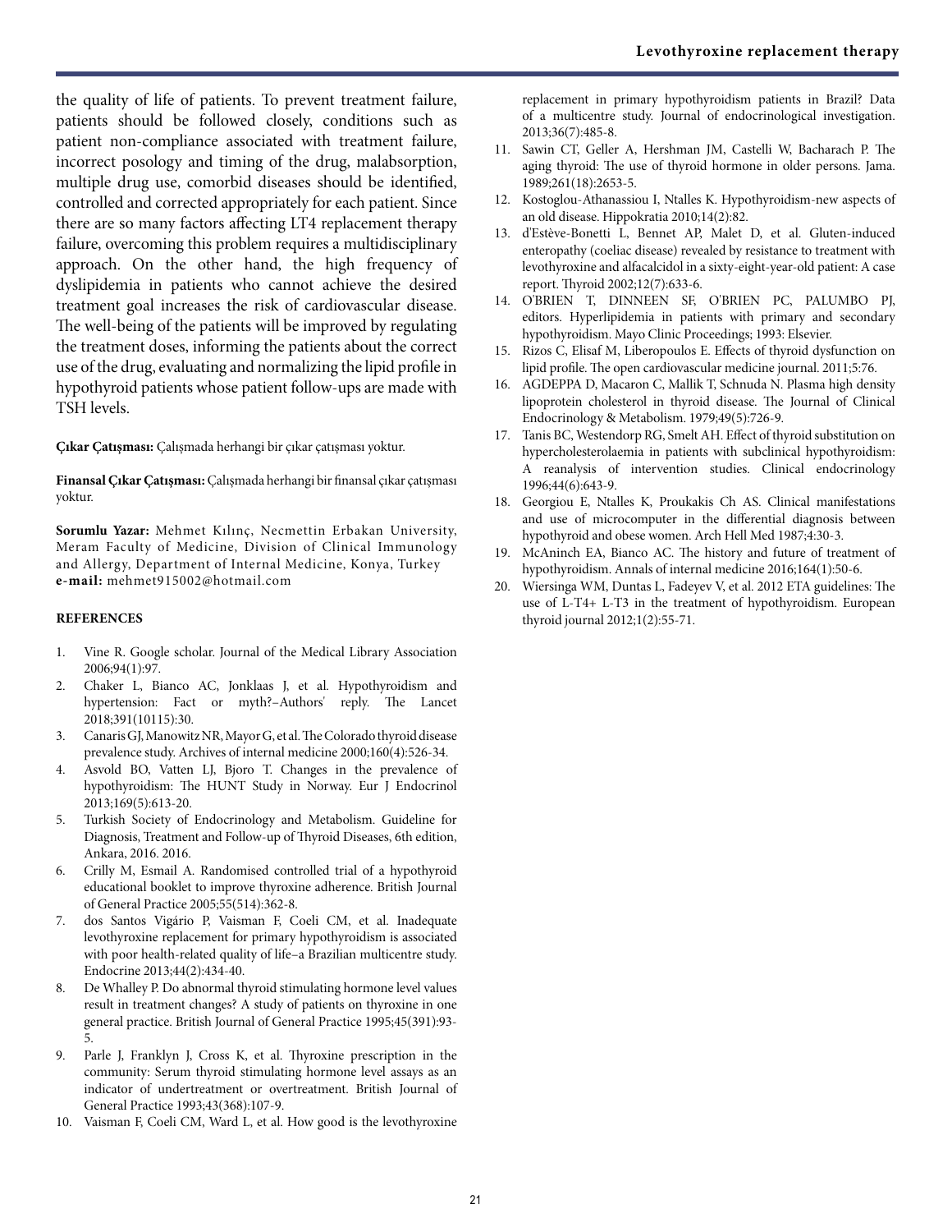the quality of life of patients. To prevent treatment failure, patients should be followed closely, conditions such as patient non-compliance associated with treatment failure, incorrect posology and timing of the drug, malabsorption, multiple drug use, comorbid diseases should be identified, controlled and corrected appropriately for each patient. Since there are so many factors affecting LT4 replacement therapy failure, overcoming this problem requires a multidisciplinary approach. On the other hand, the high frequency of dyslipidemia in patients who cannot achieve the desired treatment goal increases the risk of cardiovascular disease. The well-being of the patients will be improved by regulating the treatment doses, informing the patients about the correct use of the drug, evaluating and normalizing the lipid profile in hypothyroid patients whose patient follow-ups are made with TSH levels.

**Çıkar Çatışması:** Çalışmada herhangi bir çıkar çatışması yoktur.

**Finansal Çıkar Çatışması:** Çalışmada herhangi bir finansal çıkar çatışması yoktur.

**Sorumlu Yazar:** Mehmet Kılınç, Necmettin Erbakan University, Meram Faculty of Medicine, Division of Clinical Immunology and Allergy, Department of Internal Medicine, Konya, Turkey
**e-mail:** mehmet915002@hotmail.com

## REFERENCES

1. Vine R. Google scholar. Journal of the Medical Library Association 2006;94(1):97.
2. Chaker L, Bianco AC, Jonklaas J, et al. Hypothyroidism and hypertension: Fact or myth?–Authors' reply. The Lancet 2018;391(10115):30.
3. Canaris GJ, Manowitz NR, Mayor G, et al. The Colorado thyroid disease prevalence study. Archives of internal medicine 2000;160(4):526-34.
4. Asvold BO, Vatten LJ, Bjoro T. Changes in the prevalence of hypothyroidism: The HUNT Study in Norway. Eur J Endocrinol 2013;169(5):613-20.
5. Turkish Society of Endocrinology and Metabolism. Guideline for Diagnosis, Treatment and Follow-up of Thyroid Diseases, 6th edition, Ankara, 2016. 2016.
6. Crilly M, Esmail A. Randomised controlled trial of a hypothyroid educational booklet to improve thyroxine adherence. British Journal of General Practice 2005;55(514):362-8.
7. dos Santos Vigário P, Vaisman F, Coeli CM, et al. Inadequate levothyroxine replacement for primary hypothyroidism is associated with poor health-related quality of life–a Brazilian multicentre study. Endocrine 2013;44(2):434-40.
8. De Whalley P. Do abnormal thyroid stimulating hormone level values result in treatment changes? A study of patients on thyroxine in one general practice. British Journal of General Practice 1995;45(391):93-5.
9. Parle J, Franklyn J, Cross K, et al. Thyroxine prescription in the community: Serum thyroid stimulating hormone level assays as an indicator of undertreatment or overtreatment. British Journal of General Practice 1993;43(368):107-9.
10. Vaisman F, Coeli CM, Ward L, et al. How good is the levothyroxine replacement in primary hypothyroidism patients in Brazil? Data of a multicentre study. Journal of endocrinological investigation. 2013;36(7):485-8.
11. Sawin CT, Geller A, Hershman JM, Castelli W, Bacharach P. The aging thyroid: The use of thyroid hormone in older persons. Jama. 1989;261(18):2653-5.
12. Kostoglou-Athanassiou I, Ntalles K. Hypothyroidism-new aspects of an old disease. Hippokratia 2010;14(2):82.
13. d'Estève-Bonetti L, Bennet AP, Malet D, et al. Gluten-induced enteropathy (coeliac disease) revealed by resistance to treatment with levothyroxine and alfacalcidol in a sixty-eight-year-old patient: A case report. Thyroid 2002;12(7):633-6.
14. O'BRIEN T, DINNEEN SF, O'BRIEN PC, PALUMBO PJ, editors. Hyperlipidemia in patients with primary and secondary hypothyroidism. Mayo Clinic Proceedings; 1993: Elsevier.
15. Rizos C, Elisaf M, Liberopoulos E. Effects of thyroid dysfunction on lipid profile. The open cardiovascular medicine journal. 2011;5:76.
16. AGDEPPA D, Macaron C, Mallik T, Schnuda N. Plasma high density lipoprotein cholesterol in thyroid disease. The Journal of Clinical Endocrinology & Metabolism. 1979;49(5):726-9.
17. Tanis BC, Westendorp RG, Smelt AH. Effect of thyroid substitution on hypercholesterolaemia in patients with subclinical hypothyroidism: A reanalysis of intervention studies. Clinical endocrinology 1996;44(6):643-9.
18. Georgiou E, Ntalles K, Proukakis Ch AS. Clinical manifestations and use of microcomputer in the differential diagnosis between hypothyroid and obese women. Arch Hell Med 1987;4:30-3.
19. McAninch EA, Bianco AC. The history and future of treatment of hypothyroidism. Annals of internal medicine 2016;164(1):50-6.
20. Wiersinga WM, Duntas L, Fadeyev V, et al. 2012 ETA guidelines: The use of L-T4+ L-T3 in the treatment of hypothyroidism. European thyroid journal 2012;1(2):55-71.